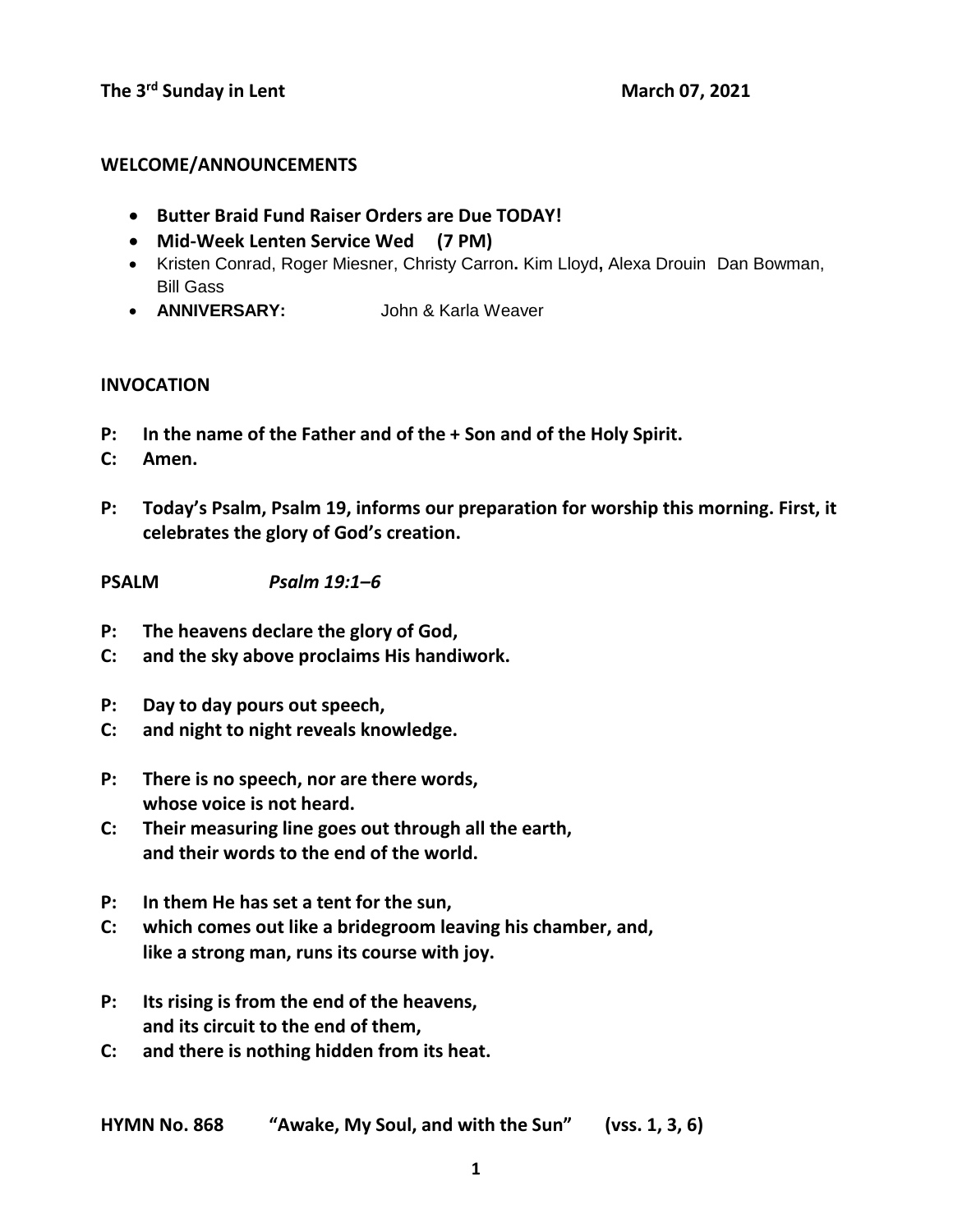**The 3rd Sunday in Lent** **March 07, 2021**

**WELCOME/ANNOUNCEMENTS**

- **Butter Braid Fund Raiser Orders are Due TODAY!**
- **Mid-Week Lenten Service Wed (7 PM)**
- Kristen Conrad, Roger Miesner, Christy Carron**.** Kim Lloyd**,** Alexa Drouin Dan Bowman, Bill Gass
- **ANNIVERSARY:** John & Karla Weaver

**INVOCATION**

**P: In the name of the Father and of the + Son and of the Holy Spirit.**

**C: Amen.**

**P: Today's Psalm, Psalm 19, informs our preparation for worship this morning. First, it celebrates the glory of God's creation.**

**PSALM** ***Psalm 19:1–6***

**P: The heavens declare the glory of God,**

**C: and the sky above proclaims His handiwork.**

**P: Day to day pours out speech,**

**C: and night to night reveals knowledge.**

**P: There is no speech, nor are there words,
whose voice is not heard.**

**C: Their measuring line goes out through all the earth,
and their words to the end of the world.**

**P: In them He has set a tent for the sun,**

**C: which comes out like a bridegroom leaving his chamber, and,
like a strong man, runs its course with joy.**

**P: Its rising is from the end of the heavens,
and its circuit to the end of them,**

**C: and there is nothing hidden from its heat.**

**HYMN No. 868 "Awake, My Soul, and with the Sun" (vss. 1, 3, 6)**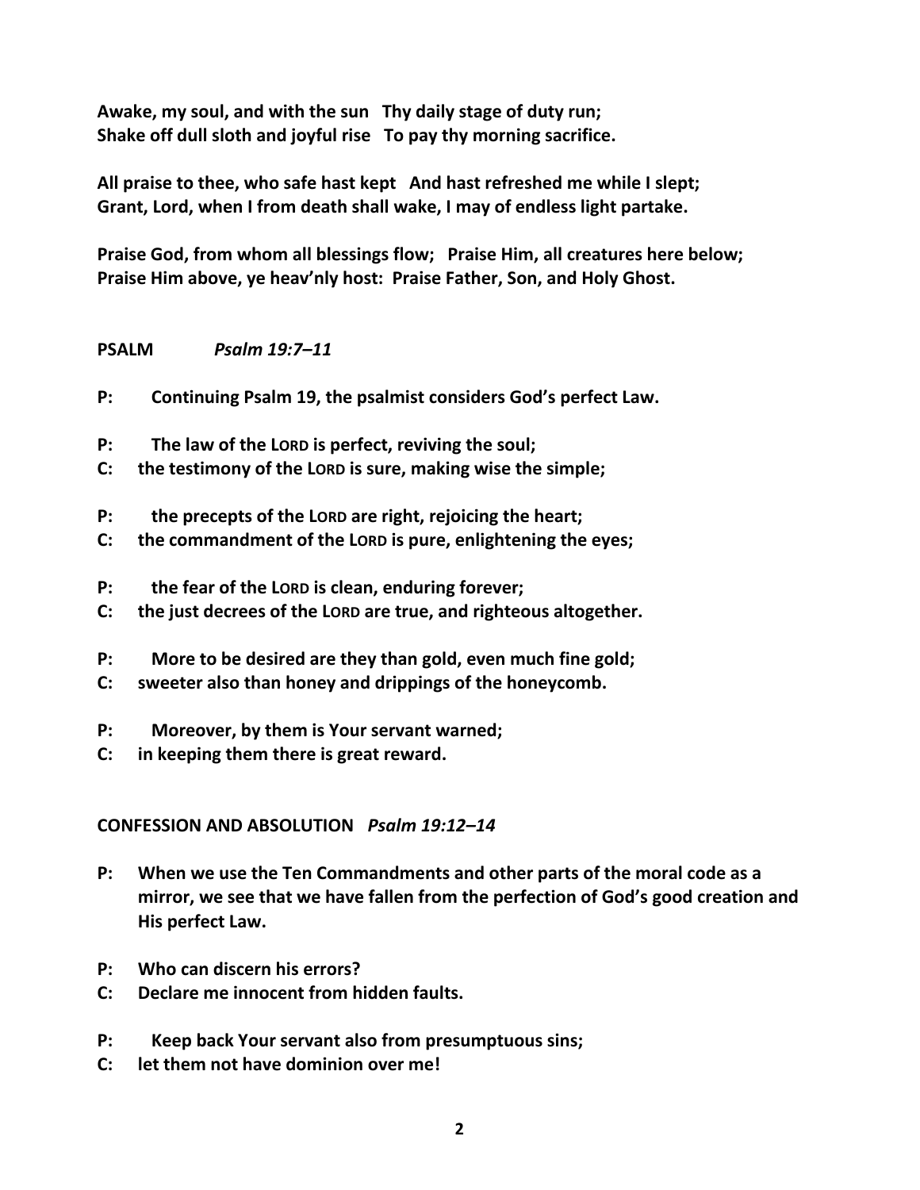**Awake, my soul, and with the sun Thy daily stage of duty run;**
**Shake off dull sloth and joyful rise To pay thy morning sacrifice.**

**All praise to thee, who safe hast kept And hast refreshed me while I slept;**
**Grant, Lord, when I from death shall wake, I may of endless light partake.**

**Praise God, from whom all blessings flow; Praise Him, all creatures here below;**
**Praise Him above, ye heav'nly host: Praise Father, Son, and Holy Ghost.**

**PSALM** *Psalm 19:7–11*

**P: Continuing Psalm 19, the psalmist considers God's perfect Law.**

**P: The law of the LORD is perfect, reviving the soul;**
**C: the testimony of the LORD is sure, making wise the simple;**

**P: the precepts of the LORD are right, rejoicing the heart;**
**C: the commandment of the LORD is pure, enlightening the eyes;**

**P: the fear of the LORD is clean, enduring forever;**
**C: the just decrees of the LORD are true, and righteous altogether.**

**P: More to be desired are they than gold, even much fine gold;**
**C: sweeter also than honey and drippings of the honeycomb.**

**P: Moreover, by them is Your servant warned;**
**C: in keeping them there is great reward.**

**CONFESSION AND ABSOLUTION** *Psalm 19:12–14*

**P: When we use the Ten Commandments and other parts of the moral code as a mirror, we see that we have fallen from the perfection of God's good creation and His perfect Law.**

**P: Who can discern his errors?**
**C: Declare me innocent from hidden faults.**

**P: Keep back Your servant also from presumptuous sins;**
**C: let them not have dominion over me!**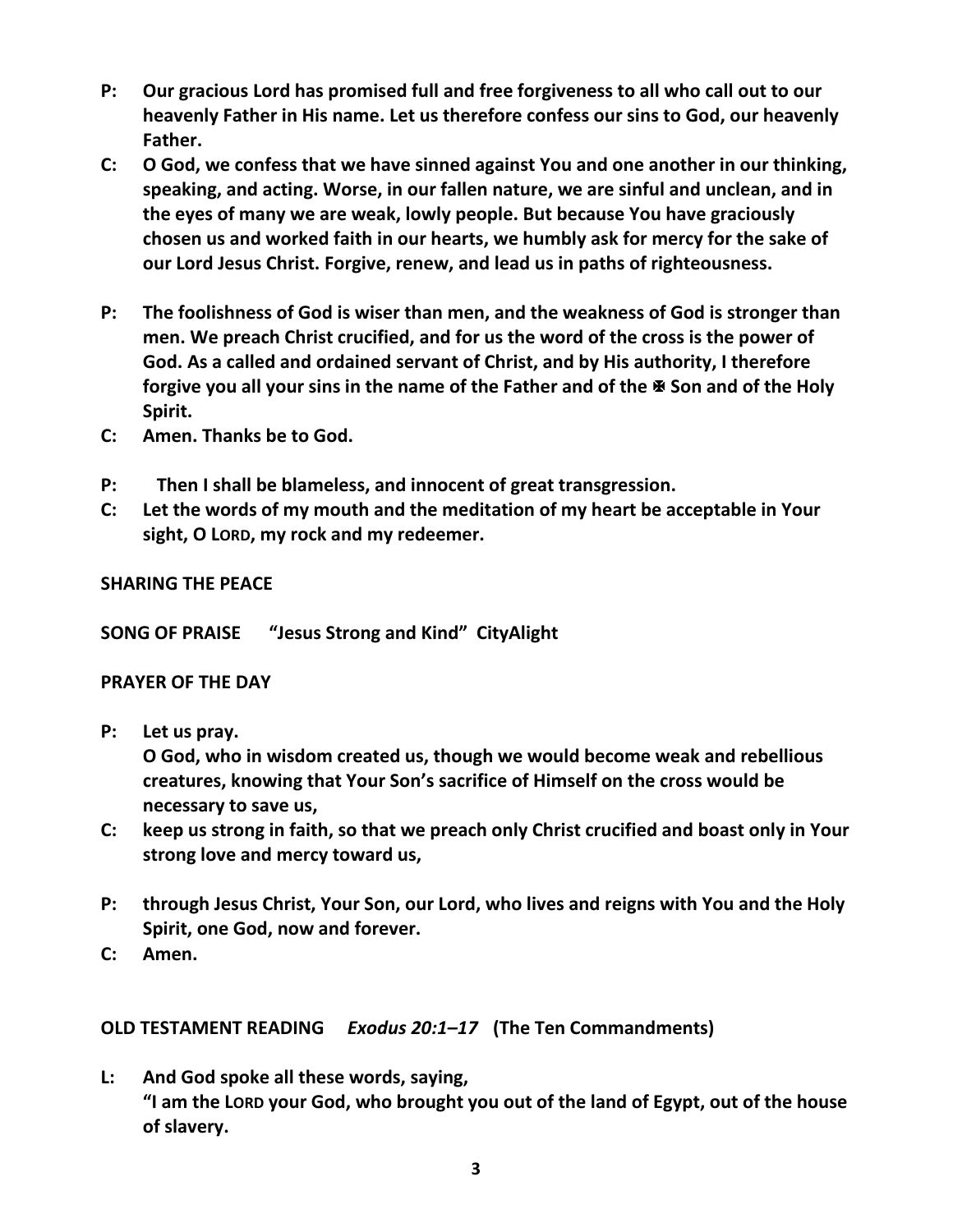**P: Our gracious Lord has promised full and free forgiveness to all who call out to our heavenly Father in His name. Let us therefore confess our sins to God, our heavenly Father.**

**C: O God, we confess that we have sinned against You and one another in our thinking, speaking, and acting. Worse, in our fallen nature, we are sinful and unclean, and in the eyes of many we are weak, lowly people. But because You have graciously chosen us and worked faith in our hearts, we humbly ask for mercy for the sake of our Lord Jesus Christ. Forgive, renew, and lead us in paths of righteousness.**

**P: The foolishness of God is wiser than men, and the weakness of God is stronger than men. We preach Christ crucified, and for us the word of the cross is the power of God. As a called and ordained servant of Christ, and by His authority, I therefore forgive you all your sins in the name of the Father and of the ✠ Son and of the Holy Spirit.**

**C: Amen. Thanks be to God.**

**P: Then I shall be blameless, and innocent of great transgression.**

**C: Let the words of my mouth and the meditation of my heart be acceptable in Your sight, O LORD, my rock and my redeemer.**

**SHARING THE PEACE**

**SONG OF PRAISE "Jesus Strong and Kind" CityAlight**

**PRAYER OF THE DAY**

**P: Let us pray.**
**O God, who in wisdom created us, though we would become weak and rebellious creatures, knowing that Your Son's sacrifice of Himself on the cross would be necessary to save us,**

**C: keep us strong in faith, so that we preach only Christ crucified and boast only in Your strong love and mercy toward us,**

**P: through Jesus Christ, Your Son, our Lord, who lives and reigns with You and the Holy Spirit, one God, now and forever.**

**C: Amen.**

**OLD TESTAMENT READING *Exodus 20:1–17* (The Ten Commandments)**

**L: And God spoke all these words, saying,**
**"I am the LORD your God, who brought you out of the land of Egypt, out of the house of slavery.**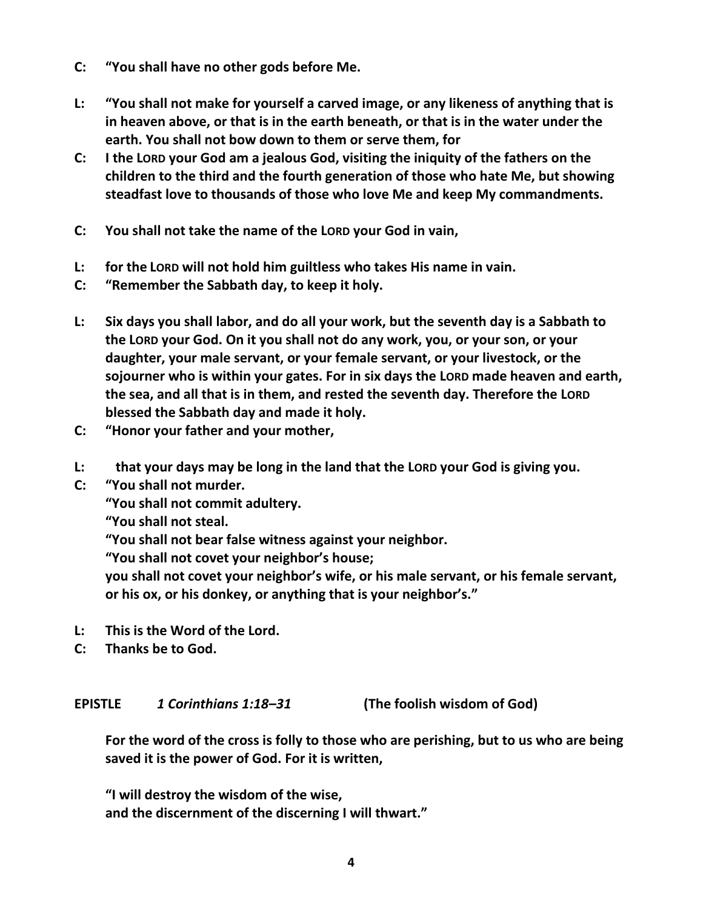**C: "You shall have no other gods before Me.**

**L: "You shall not make for yourself a carved image, or any likeness of anything that is in heaven above, or that is in the earth beneath, or that is in the water under the earth. You shall not bow down to them or serve them, for**

**C: I the LORD your God am a jealous God, visiting the iniquity of the fathers on the children to the third and the fourth generation of those who hate Me, but showing steadfast love to thousands of those who love Me and keep My commandments.**

**C: You shall not take the name of the LORD your God in vain,**

**L: for the LORD will not hold him guiltless who takes His name in vain.**

**C: "Remember the Sabbath day, to keep it holy.**

**L: Six days you shall labor, and do all your work, but the seventh day is a Sabbath to the LORD your God. On it you shall not do any work, you, or your son, or your daughter, your male servant, or your female servant, or your livestock, or the sojourner who is within your gates. For in six days the LORD made heaven and earth, the sea, and all that is in them, and rested the seventh day. Therefore the LORD blessed the Sabbath day and made it holy.**

**C: "Honor your father and your mother,**

**L: that your days may be long in the land that the LORD your God is giving you.**

**C: "You shall not murder.**
**"You shall not commit adultery.**
**"You shall not steal.**
**"You shall not bear false witness against your neighbor.**
**"You shall not covet your neighbor's house;**
**you shall not covet your neighbor's wife, or his male servant, or his female servant, or his ox, or his donkey, or anything that is your neighbor's."**

**L: This is the Word of the Lord.**

**C: Thanks be to God.**

**EPISTLE** ***1 Corinthians 1:18–31*** **(The foolish wisdom of God)**

**For the word of the cross is folly to those who are perishing, but to us who are being saved it is the power of God. For it is written,**

**"I will destroy the wisdom of the wise,**
**and the discernment of the discerning I will thwart."**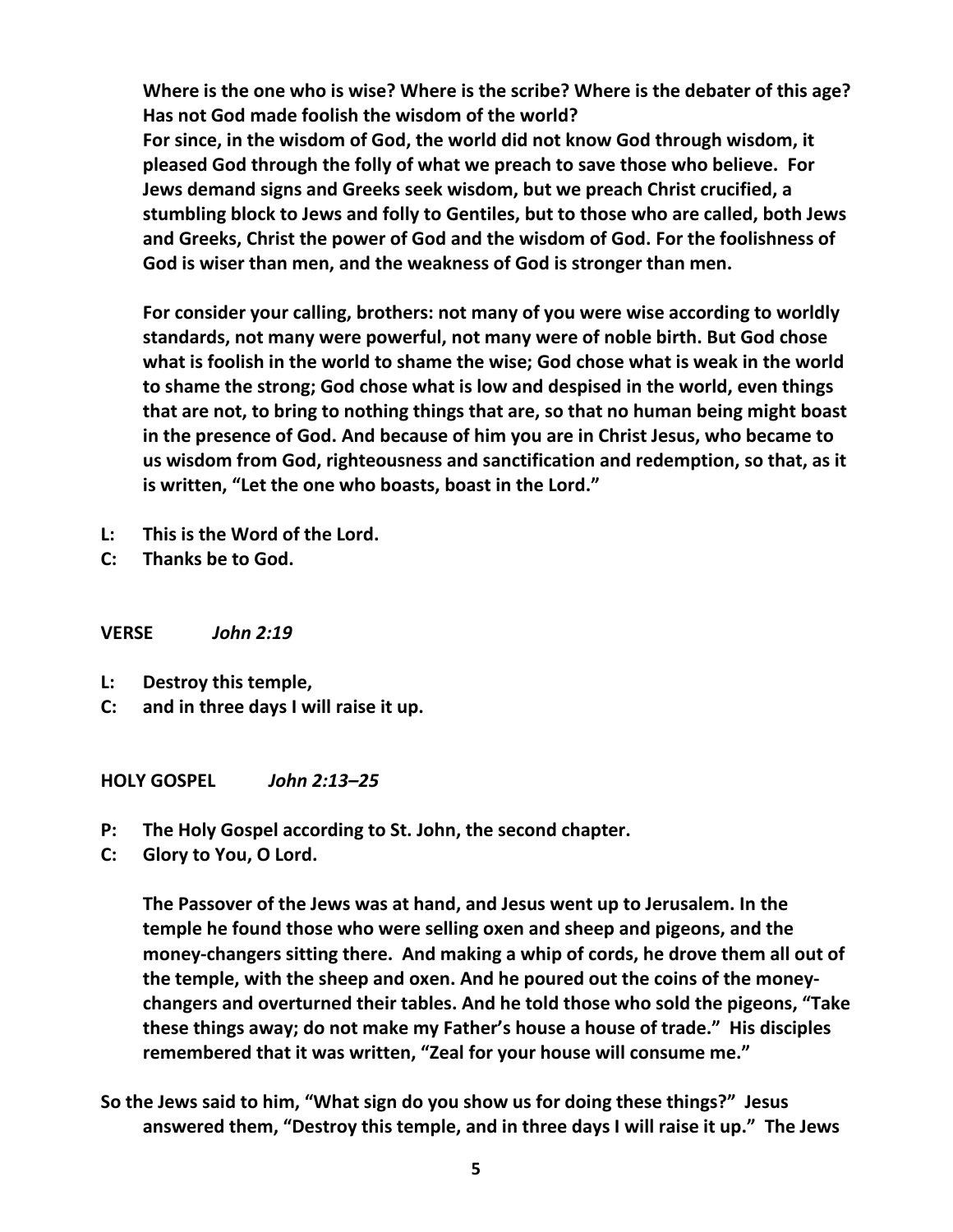**Where is the one who is wise? Where is the scribe? Where is the debater of this age? Has not God made foolish the wisdom of the world?**
**For since, in the wisdom of God, the world did not know God through wisdom, it pleased God through the folly of what we preach to save those who believe. For Jews demand signs and Greeks seek wisdom, but we preach Christ crucified, a stumbling block to Jews and folly to Gentiles, but to those who are called, both Jews and Greeks, Christ the power of God and the wisdom of God. For the foolishness of God is wiser than men, and the weakness of God is stronger than men.**

**For consider your calling, brothers: not many of you were wise according to worldly standards, not many were powerful, not many were of noble birth. But God chose what is foolish in the world to shame the wise; God chose what is weak in the world to shame the strong; God chose what is low and despised in the world, even things that are not, to bring to nothing things that are, so that no human being might boast in the presence of God. And because of him you are in Christ Jesus, who became to us wisdom from God, righteousness and sanctification and redemption, so that, as it is written, "Let the one who boasts, boast in the Lord."**

**L: This is the Word of the Lord.**
**C: Thanks be to God.**

**VERSE** ***John 2:19***

**L: Destroy this temple,**
**C: and in three days I will raise it up.**

**HOLY GOSPEL** ***John 2:13–25***

**P: The Holy Gospel according to St. John, the second chapter.**
**C: Glory to You, O Lord.**

**The Passover of the Jews was at hand, and Jesus went up to Jerusalem. In the temple he found those who were selling oxen and sheep and pigeons, and the money-changers sitting there. And making a whip of cords, he drove them all out of the temple, with the sheep and oxen. And he poured out the coins of the money-changers and overturned their tables. And he told those who sold the pigeons, "Take these things away; do not make my Father's house a house of trade." His disciples remembered that it was written, "Zeal for your house will consume me."**

**So the Jews said to him, "What sign do you show us for doing these things?" Jesus answered them, "Destroy this temple, and in three days I will raise it up." The Jews**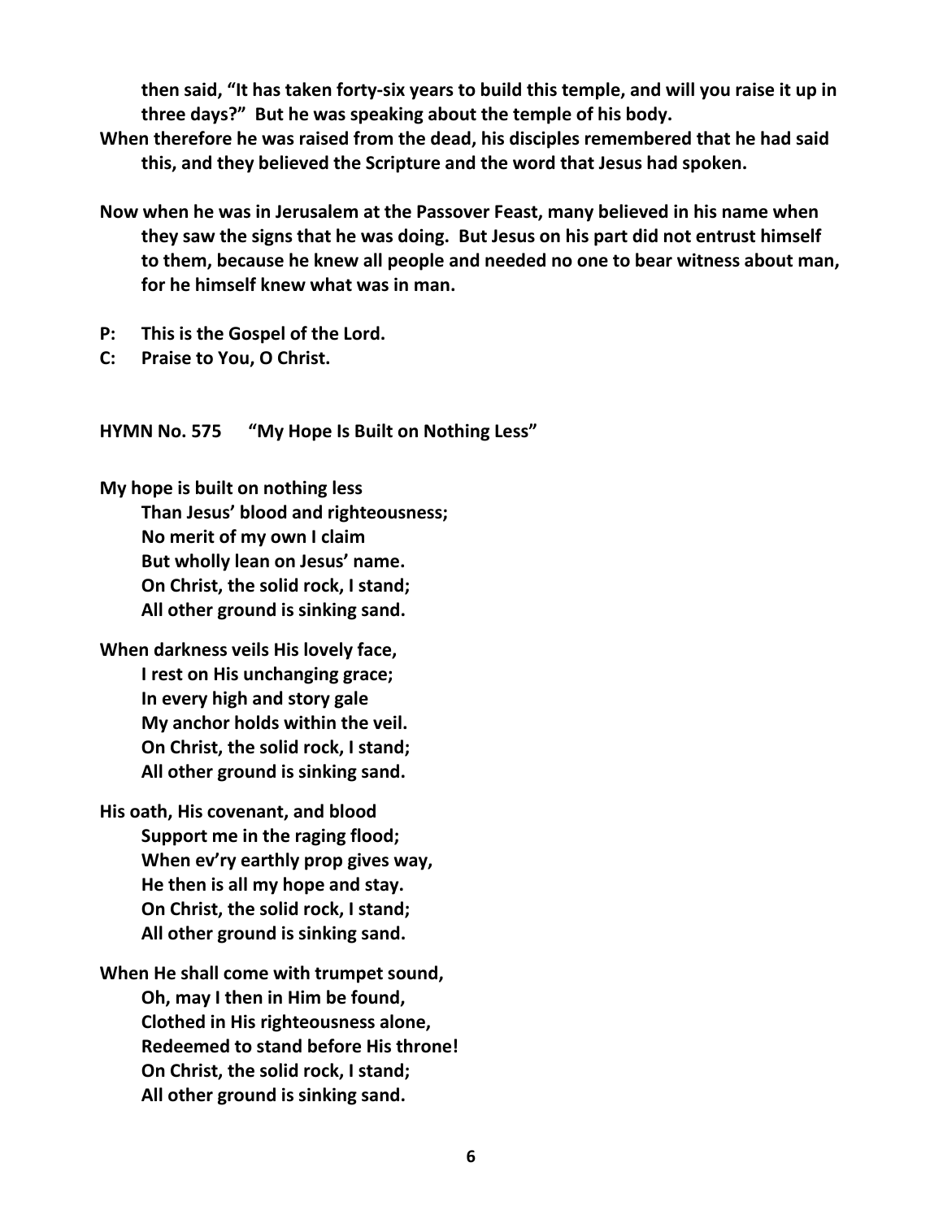**then said, "It has taken forty-six years to build this temple, and will you raise it up in three days?" But he was speaking about the temple of his body.**

**When therefore he was raised from the dead, his disciples remembered that he had said this, and they believed the Scripture and the word that Jesus had spoken.**

**Now when he was in Jerusalem at the Passover Feast, many believed in his name when they saw the signs that he was doing. But Jesus on his part did not entrust himself to them, because he knew all people and needed no one to bear witness about man, for he himself knew what was in man.**

**P: This is the Gospel of the Lord.**
**C: Praise to You, O Christ.**

**HYMN No. 575 "My Hope Is Built on Nothing Less"**

**My hope is built on nothing less**
**Than Jesus' blood and righteousness;**
**No merit of my own I claim**
**But wholly lean on Jesus' name.**
**On Christ, the solid rock, I stand;**
**All other ground is sinking sand.**

**When darkness veils His lovely face,**
**I rest on His unchanging grace;**
**In every high and story gale**
**My anchor holds within the veil.**
**On Christ, the solid rock, I stand;**
**All other ground is sinking sand.**

**His oath, His covenant, and blood**
**Support me in the raging flood;**
**When ev'ry earthly prop gives way,**
**He then is all my hope and stay.**
**On Christ, the solid rock, I stand;**
**All other ground is sinking sand.**

**When He shall come with trumpet sound,**
**Oh, may I then in Him be found,**
**Clothed in His righteousness alone,**
**Redeemed to stand before His throne!**
**On Christ, the solid rock, I stand;**
**All other ground is sinking sand.**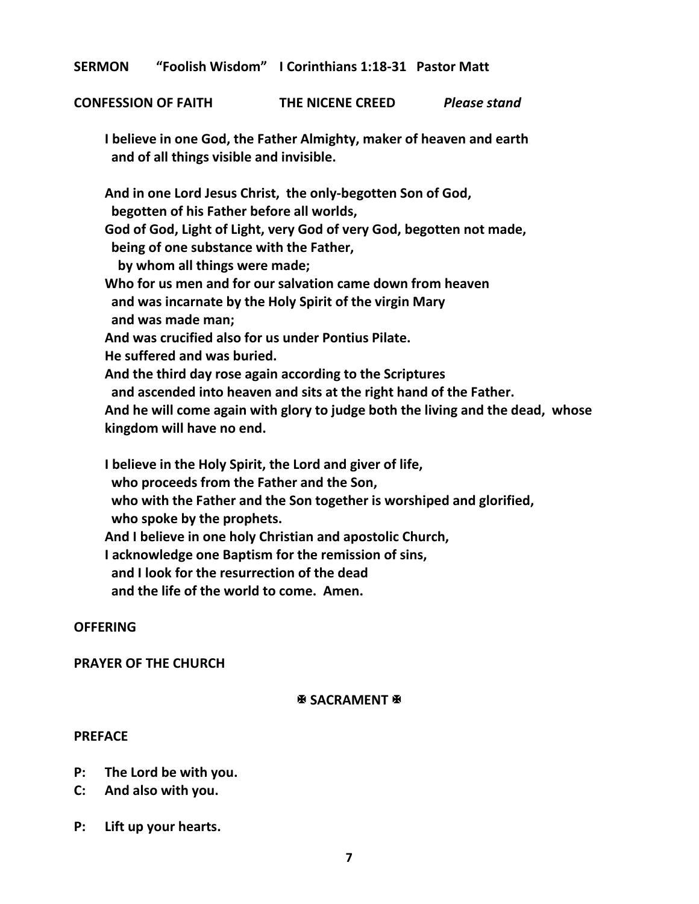**SERMON "Foolish Wisdom" I Corinthians 1:18-31 Pastor Matt**

**CONFESSION OF FAITH THE NICENE CREED** ***Please stand***

**I believe in one God, the Father Almighty, maker of heaven and earth**
**and of all things visible and invisible.**

**And in one Lord Jesus Christ, the only-begotten Son of God,**
**begotten of his Father before all worlds,**
**God of God, Light of Light, very God of very God, begotten not made,**
**being of one substance with the Father,**
**by whom all things were made;**
**Who for us men and for our salvation came down from heaven**
**and was incarnate by the Holy Spirit of the virgin Mary**
**and was made man;**
**And was crucified also for us under Pontius Pilate.**
**He suffered and was buried.**
**And the third day rose again according to the Scriptures**
**and ascended into heaven and sits at the right hand of the Father.**
**And he will come again with glory to judge both the living and the dead, whose kingdom will have no end.**

**I believe in the Holy Spirit, the Lord and giver of life,**
**who proceeds from the Father and the Son,**
**who with the Father and the Son together is worshiped and glorified,**
**who spoke by the prophets.**
**And I believe in one holy Christian and apostolic Church,**
**I acknowledge one Baptism for the remission of sins,**
**and I look for the resurrection of the dead**
**and the life of the world to come. Amen.**

**OFFERING**

**PRAYER OF THE CHURCH**

**✠ SACRAMENT ✠**

**PREFACE**

**P: The Lord be with you.**
**C: And also with you.**

**P: Lift up your hearts.**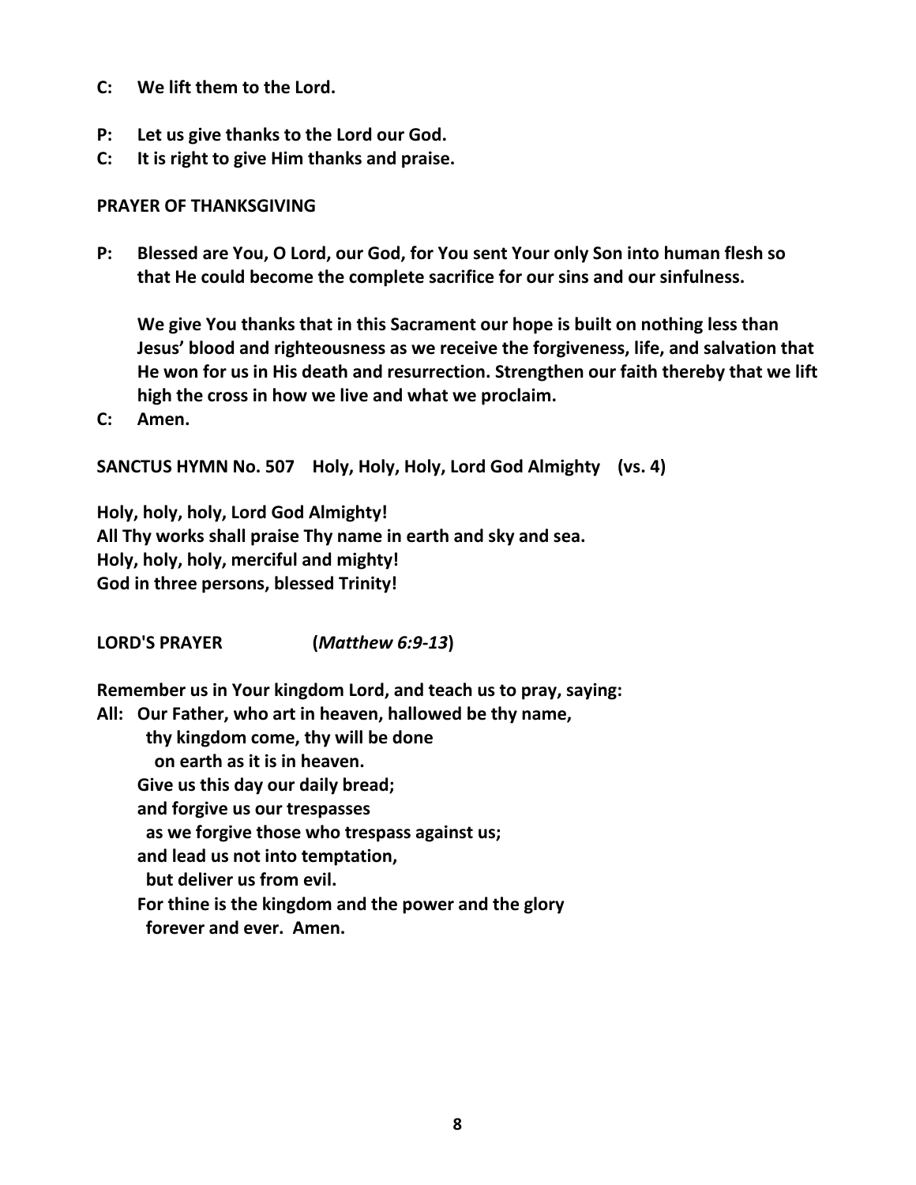**C: We lift them to the Lord.**

**P: Let us give thanks to the Lord our God.**
**C: It is right to give Him thanks and praise.**

**PRAYER OF THANKSGIVING**

**P: Blessed are You, O Lord, our God, for You sent Your only Son into human flesh so that He could become the complete sacrifice for our sins and our sinfulness.**

**We give You thanks that in this Sacrament our hope is built on nothing less than Jesus' blood and righteousness as we receive the forgiveness, life, and salvation that He won for us in His death and resurrection. Strengthen our faith thereby that we lift high the cross in how we live and what we proclaim.**

**C: Amen.**

**SANCTUS HYMN No. 507 Holy, Holy, Holy, Lord God Almighty (vs. 4)**

**Holy, holy, holy, Lord God Almighty!**
**All Thy works shall praise Thy name in earth and sky and sea.**
**Holy, holy, holy, merciful and mighty!**
**God in three persons, blessed Trinity!**

**LORD'S PRAYER (*Matthew 6:9-13*)**

**Remember us in Your kingdom Lord, and teach us to pray, saying:**

**All: Our Father, who art in heaven, hallowed be thy name,**
**thy kingdom come, thy will be done**
**on earth as it is in heaven.**
**Give us this day our daily bread;**
**and forgive us our trespasses**
**as we forgive those who trespass against us;**
**and lead us not into temptation,**
**but deliver us from evil.**
**For thine is the kingdom and the power and the glory**
**forever and ever. Amen.**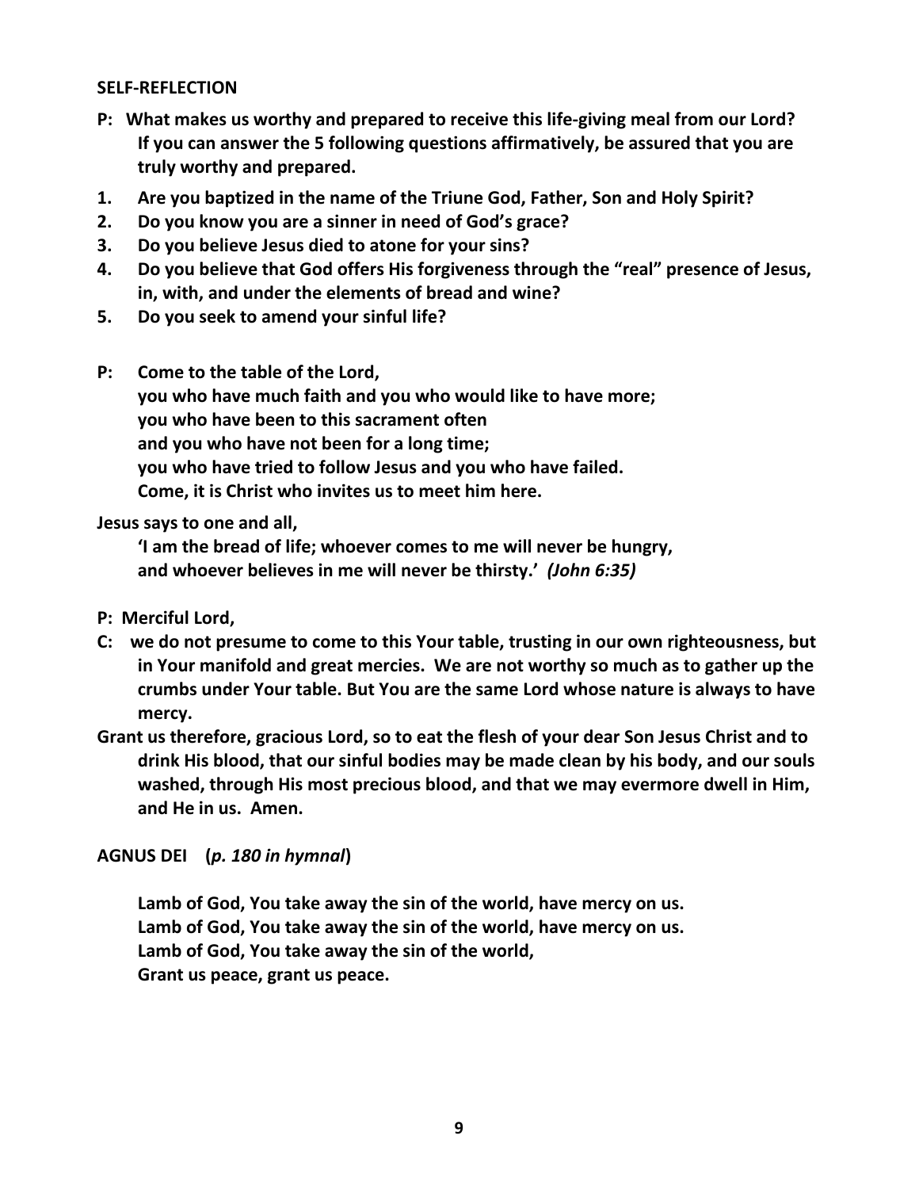**SELF-REFLECTION**

**P: What makes us worthy and prepared to receive this life-giving meal from our Lord? If you can answer the 5 following questions affirmatively, be assured that you are truly worthy and prepared.**

1. **Are you baptized in the name of the Triune God, Father, Son and Holy Spirit?**
2. **Do you know you are a sinner in need of God's grace?**
3. **Do you believe Jesus died to atone for your sins?**
4. **Do you believe that God offers His forgiveness through the "real" presence of Jesus, in, with, and under the elements of bread and wine?**
5. **Do you seek to amend your sinful life?**

**P: Come to the table of the Lord,**
**you who have much faith and you who would like to have more;**
**you who have been to this sacrament often**
**and you who have not been for a long time;**
**you who have tried to follow Jesus and you who have failed.**
**Come, it is Christ who invites us to meet him here.**

**Jesus says to one and all,**
**'I am the bread of life; whoever comes to me will never be hungry,**
**and whoever believes in me will never be thirsty.'** ***(John 6:35)***

**P: Merciful Lord,**

**C: we do not presume to come to this Your table, trusting in our own righteousness, but in Your manifold and great mercies. We are not worthy so much as to gather up the crumbs under Your table. But You are the same Lord whose nature is always to have mercy.**

**Grant us therefore, gracious Lord, so to eat the flesh of your dear Son Jesus Christ and to drink His blood, that our sinful bodies may be made clean by his body, and our souls washed, through His most precious blood, and that we may evermore dwell in Him, and He in us. Amen.**

**AGNUS DEI (*p. 180 in hymnal*)**

**Lamb of God, You take away the sin of the world, have mercy on us.**
**Lamb of God, You take away the sin of the world, have mercy on us.**
**Lamb of God, You take away the sin of the world,**
**Grant us peace, grant us peace.**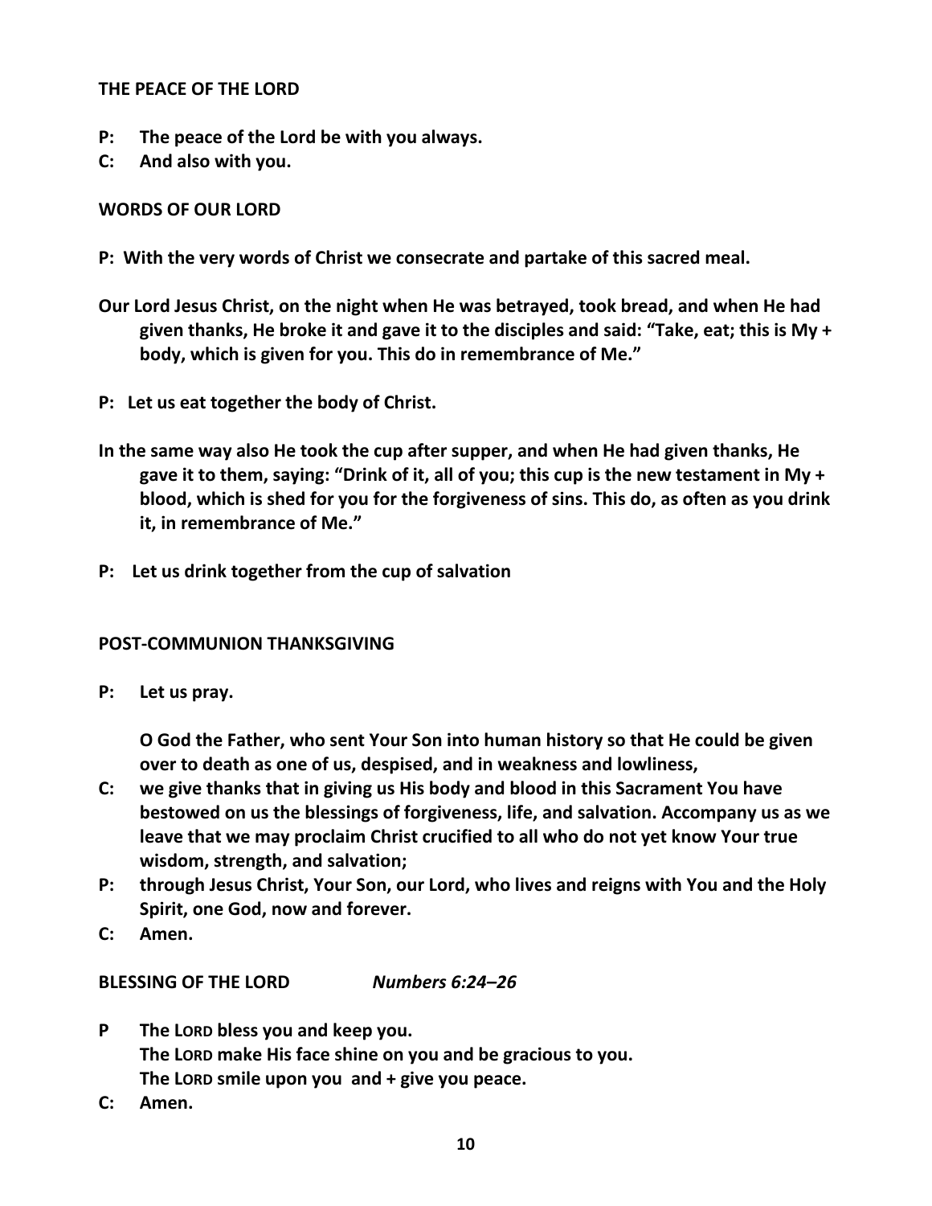**THE PEACE OF THE LORD**

**P: The peace of the Lord be with you always.**
**C: And also with you.**

**WORDS OF OUR LORD**

**P: With the very words of Christ we consecrate and partake of this sacred meal.**

**Our Lord Jesus Christ, on the night when He was betrayed, took bread, and when He had given thanks, He broke it and gave it to the disciples and said: "Take, eat; this is My + body, which is given for you. This do in remembrance of Me."**

**P: Let us eat together the body of Christ.**

**In the same way also He took the cup after supper, and when He had given thanks, He gave it to them, saying: "Drink of it, all of you; this cup is the new testament in My + blood, which is shed for you for the forgiveness of sins. This do, as often as you drink it, in remembrance of Me."**

**P: Let us drink together from the cup of salvation**

**POST-COMMUNION THANKSGIVING**

**P: Let us pray.**

**O God the Father, who sent Your Son into human history so that He could be given over to death as one of us, despised, and in weakness and lowliness,**

**C: we give thanks that in giving us His body and blood in this Sacrament You have bestowed on us the blessings of forgiveness, life, and salvation. Accompany us as we leave that we may proclaim Christ crucified to all who do not yet know Your true wisdom, strength, and salvation;**

**P: through Jesus Christ, Your Son, our Lord, who lives and reigns with You and the Holy Spirit, one God, now and forever.**

**C: Amen.**

**BLESSING OF THE LORD** ***Numbers 6:24–26***

**P The LORD bless you and keep you.**
**The LORD make His face shine on you and be gracious to you.**
**The LORD smile upon you and + give you peace.**

**C: Amen.**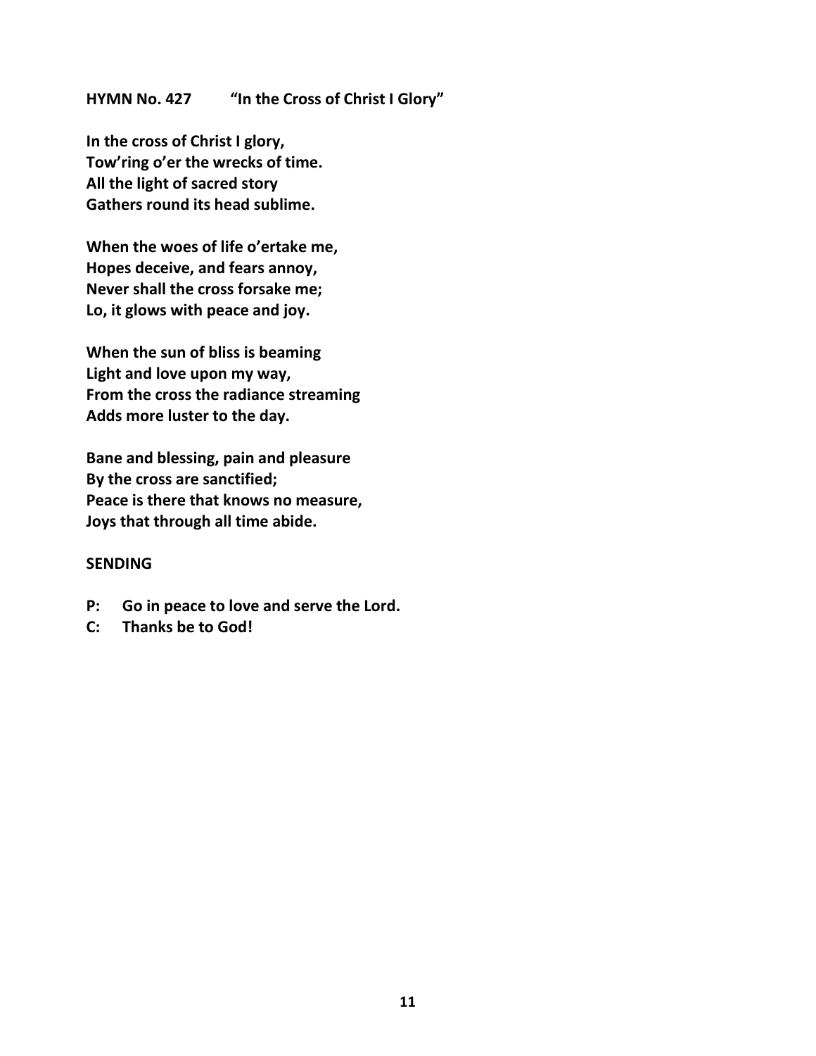**HYMN No. 427 "In the Cross of Christ I Glory"**

**In the cross of Christ I glory,**
**Tow'ring o'er the wrecks of time.**
**All the light of sacred story**
**Gathers round its head sublime.**

**When the woes of life o'ertake me,**
**Hopes deceive, and fears annoy,**
**Never shall the cross forsake me;**
**Lo, it glows with peace and joy.**

**When the sun of bliss is beaming**
**Light and love upon my way,**
**From the cross the radiance streaming**
**Adds more luster to the day.**

**Bane and blessing, pain and pleasure**
**By the cross are sanctified;**
**Peace is there that knows no measure,**
**Joys that through all time abide.**

**SENDING**

**P: Go in peace to love and serve the Lord.**
**C: Thanks be to God!**